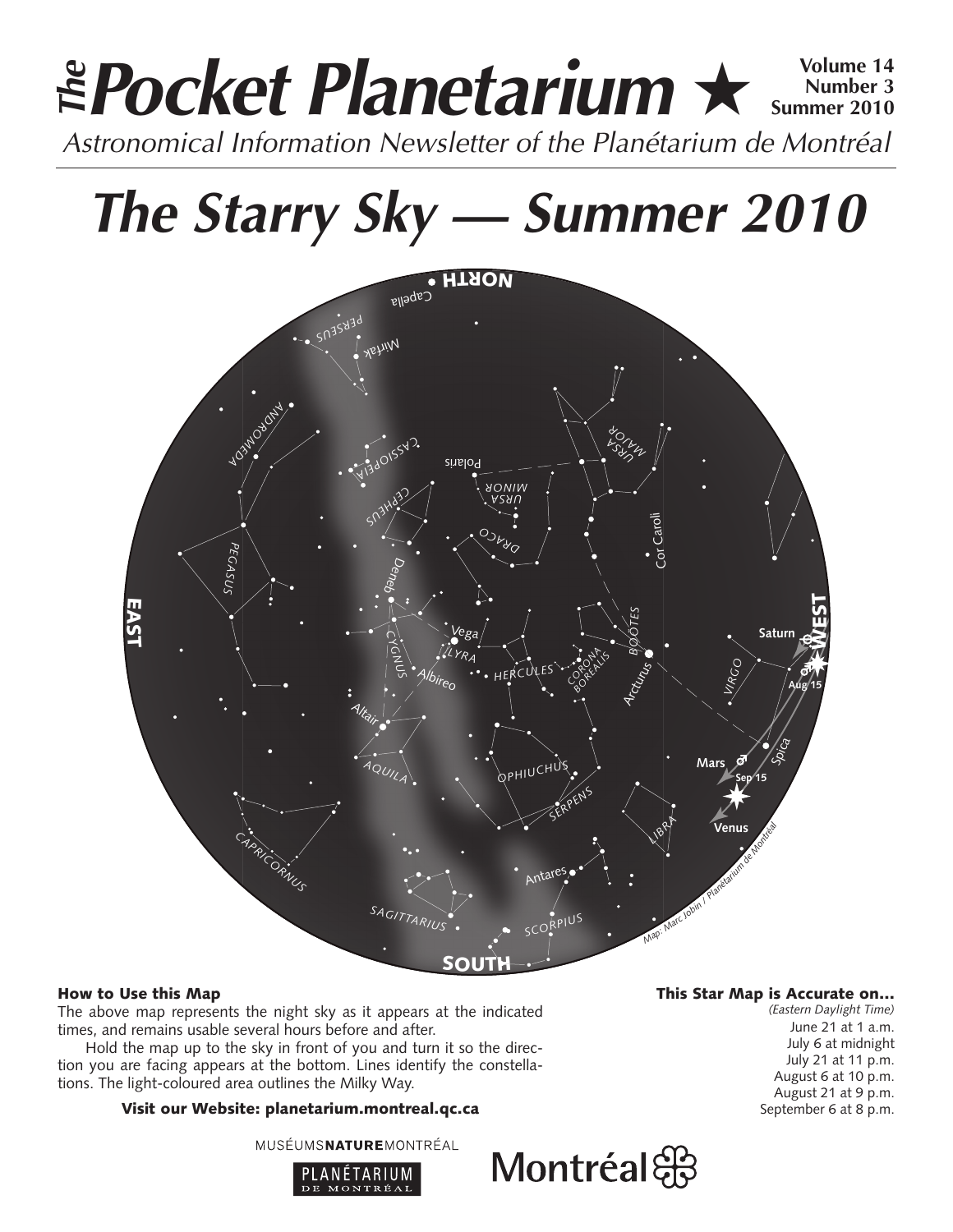# *The* Pocket Planetarium ★

**Volume 14**
**Number 3**
**Summer 2010**

*Astronomical Information Newsletter of the Planétarium de Montréal*

# *The Starry Sky — Summer 2010*

### How to Use this Map

The above map represents the night sky as it appears at the indicated times, and remains usable several hours before and after.

Hold the map up to the sky in front of you and turn it so the direction you are facing appears at the bottom. Lines identify the constellations. The light-coloured area outlines the Milky Way.

**Visit our Website: planetarium.montreal.qc.ca**

### This Star Map is Accurate on...

*(Eastern Daylight Time)*

June 21 at 1 a.m.
July 6 at midnight
July 21 at 11 p.m.
August 6 at 10 p.m.
August 21 at 9 p.m.
September 6 at 8 p.m.

MUSÉUMS**NATURE**MONTRÉAL

PLANÉTARIUM DE MONTRÉAL

Montréal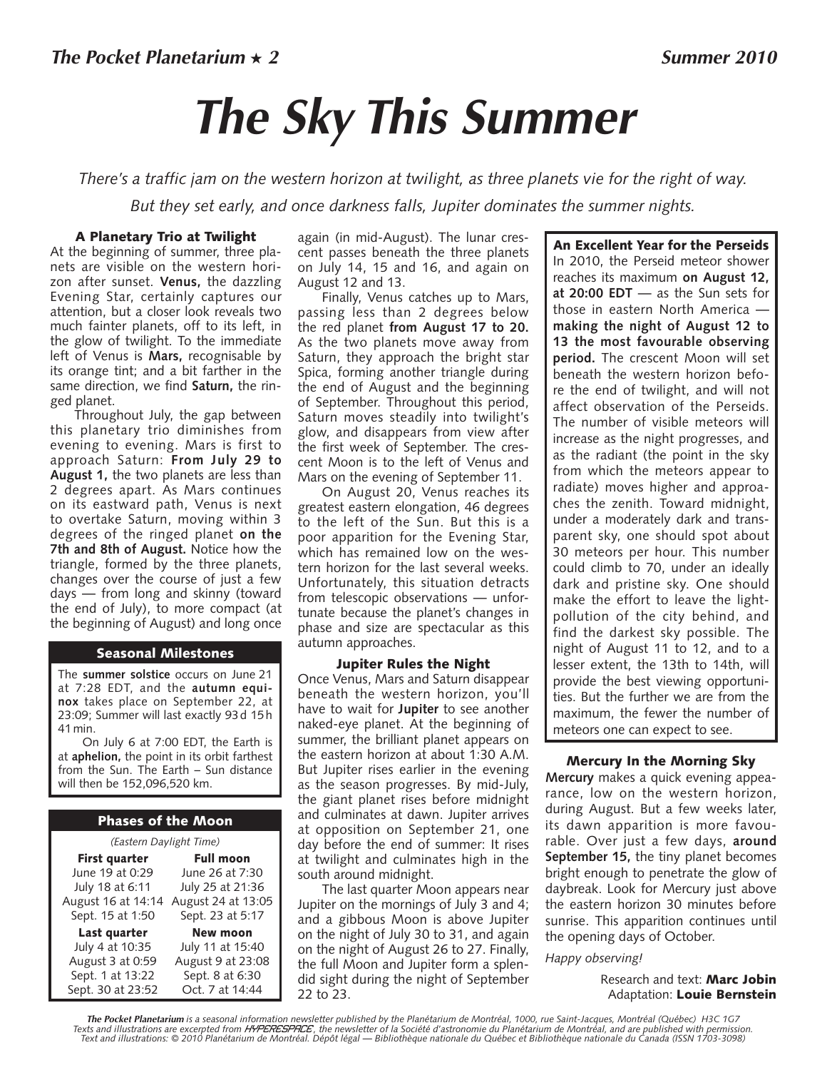# The Sky This Summer

*There's a traffic jam on the western horizon at twilight, as three planets vie for the right of way. But they set early, and once darkness falls, Jupiter dominates the summer nights.*

### A Planetary Trio at Twilight

At the beginning of summer, three planets are visible on the western horizon after sunset. **Venus,** the dazzling Evening Star, certainly captures our attention, but a closer look reveals two much fainter planets, off to its left, in the glow of twilight. To the immediate left of Venus is **Mars,** recognisable by its orange tint; and a bit farther in the same direction, we find **Saturn,** the ringed planet.

Throughout July, the gap between this planetary trio diminishes from evening to evening. Mars is first to approach Saturn: **From July 29 to August 1,** the two planets are less than 2 degrees apart. As Mars continues on its eastward path, Venus is next to overtake Saturn, moving within 3 degrees of the ringed planet **on the 7th and 8th of August.** Notice how the triangle, formed by the three planets, changes over the course of just a few days — from long and skinny (toward the end of July), to more compact (at the beginning of August) and long once again (in mid-August). The lunar crescent passes beneath the three planets on July 14, 15 and 16, and again on August 12 and 13.

Finally, Venus catches up to Mars, passing less than 2 degrees below the red planet **from August 17 to 20.** As the two planets move away from Saturn, they approach the bright star Spica, forming another triangle during the end of August and the beginning of September. Throughout this period, Saturn moves steadily into twilight's glow, and disappears from view after the first week of September. The crescent Moon is to the left of Venus and Mars on the evening of September 11.

On August 20, Venus reaches its greatest eastern elongation, 46 degrees to the left of the Sun. But this is a poor apparition for the Evening Star, which has remained low on the western horizon for the last several weeks. Unfortunately, this situation detracts from telescopic observations — unfortunate because the planet's changes in phase and size are spectacular as this autumn approaches.

### Seasonal Milestones

The **summer solstice** occurs on June 21 at 7:28 EDT, and the **autumn equinox** takes place on September 22, at 23:09; Summer will last exactly 93 d 15 h 41 min.

On July 6 at 7:00 EDT, the Earth is at **aphelion,** the point in its orbit farthest from the Sun. The Earth – Sun distance will then be 152,096,520 km.

### Phases of the Moon

*(Eastern Daylight Time)*

| First quarter | Full moon |
|---|---|
| June 19 at 0:29 | June 26 at 7:30 |
| July 18 at 6:11 | July 25 at 21:36 |
| August 16 at 14:14 | August 24 at 13:05 |
| Sept. 15 at 1:50 | Sept. 23 at 5:17 |
| **Last quarter** | **New moon** |
| July 4 at 10:35 | July 11 at 15:40 |
| August 3 at 0:59 | August 9 at 23:08 |
| Sept. 1 at 13:22 | Sept. 8 at 6:30 |
| Sept. 30 at 23:52 | Oct. 7 at 14:44 |

### Jupiter Rules the Night

Once Venus, Mars and Saturn disappear beneath the western horizon, you'll have to wait for **Jupiter** to see another naked-eye planet. At the beginning of summer, the brilliant planet appears on the eastern horizon at about 1:30 A.M. But Jupiter rises earlier in the evening as the season progresses. By mid-July, the giant planet rises before midnight and culminates at dawn. Jupiter arrives at opposition on September 21, one day before the end of summer: It rises at twilight and culminates high in the south around midnight.

The last quarter Moon appears near Jupiter on the mornings of July 3 and 4; and a gibbous Moon is above Jupiter on the night of July 30 to 31, and again on the night of August 26 to 27. Finally, the full Moon and Jupiter form a splendid sight during the night of September 22 to 23.

### An Excellent Year for the Perseids

In 2010, the Perseid meteor shower reaches its maximum **on August 12, at 20:00 EDT** — as the Sun sets for those in eastern North America — **making the night of August 12 to 13 the most favourable observing period.** The crescent Moon will set beneath the western horizon before the end of twilight, and will not affect observation of the Perseids. The number of visible meteors will increase as the night progresses, and as the radiant (the point in the sky from which the meteors appear to radiate) moves higher and approaches the zenith. Toward midnight, under a moderately dark and transparent sky, one should spot about 30 meteors per hour. This number could climb to 70, under an ideally dark and pristine sky. One should make the effort to leave the light-pollution of the city behind, and find the darkest sky possible. The night of August 11 to 12, and to a lesser extent, the 13th to 14th, will provide the best viewing opportunities. But the further we are from the maximum, the fewer the number of meteors one can expect to see.

### Mercury In the Morning Sky

**Mercury** makes a quick evening appearance, low on the western horizon, during August. But a few weeks later, its dawn apparition is more favourable. Over just a few days, **around September 15,** the tiny planet becomes bright enough to penetrate the glow of daybreak. Look for Mercury just above the eastern horizon 30 minutes before sunrise. This apparition continues until the opening days of October.

*Happy observing!*

Research and text: **Marc Jobin**
Adaptation: **Louie Bernstein**

*The Pocket Planetarium is a seasonal information newsletter published by the Planétarium de Montréal, 1000, rue Saint-Jacques, Montréal (Québec) H3C 1G7*
*Texts and illustrations are excerpted from HYPERESPACE, the newsletter of la Société d'astronomie du Planétarium de Montréal, and are published with permission.*
*Text and illustrations: © 2010 Planétarium de Montréal. Dépôt légal — Bibliothèque nationale du Québec et Bibliothèque nationale du Canada (ISSN 1703-3098)*